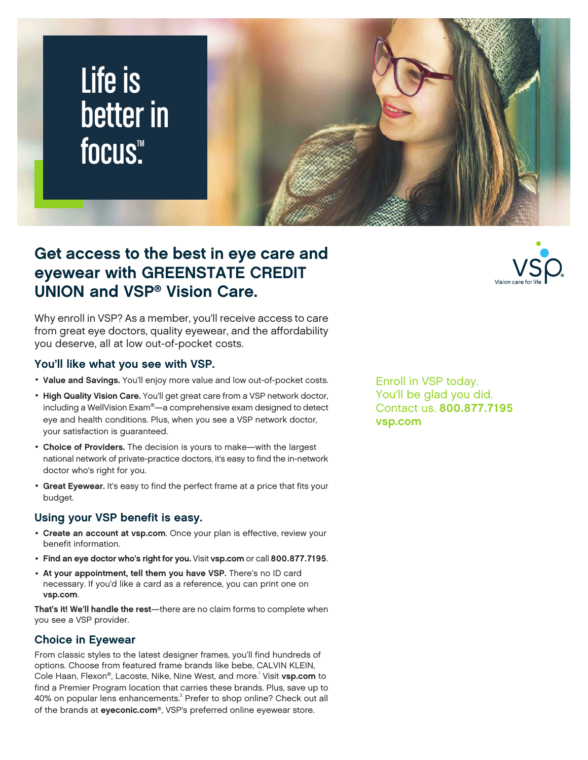# Life is better in focus.™

## Get access to the best in eye care and eyewear with GREENSTATE CREDIT UNION and VSP® Vision Care.

Why enroll in VSP? As a member, you'll receive access to care from great eye doctors, quality eyewear, and the affordability you deserve, all at low out-of-pocket costs.

### You'll like what you see with VSP.

- **Value and Savings.** You'll enjoy more value and low out-of-pocket costs.
- **High Quality Vision Care.** You'll get great care from a VSP network doctor, including a WellVision Exam®—a comprehensive exam designed to detect eye and health conditions. Plus, when you see a VSP network doctor, your satisfaction is guaranteed.
- **Choice of Providers.** The decision is yours to make—with the largest national network of private-practice doctors, it's easy to find the in-network doctor who's right for you.
- **Great Eyewear.** It's easy to find the perfect frame at a price that fits your budget.

### Using your VSP benefit is easy.

- **Create an account at vsp.com**. Once your plan is effective, review your benefit information.
- **Find an eye doctor who's right for you.** Visit **vsp.com** or call **800.877.7195**.
- **At your appointment, tell them you have VSP.** There's no ID card necessary. If you'd like a card as a reference, you can print one on **vsp.com**.

**That's it! We'll handle the rest**—there are no claim forms to complete when you see a VSP provider.

### Choice in Eyewear

From classic styles to the latest designer frames, you'll find hundreds of options. Choose from featured frame brands like bebe, CALVIN KLEIN, Cole Haan, Flexon®, Lacoste, Nike, Nine West, and more.[1] Visit **vsp.com** to find a Premier Program location that carries these brands. Plus, save up to 40% on popular lens enhancements.[2] Prefer to shop online? Check out all of the brands at **eyeconic.com**®, VSP's preferred online eyewear store.

VSP Vision care for life

Enroll in VSP today.
You'll be glad you did.
Contact us. **800.877.7195**
**vsp.com**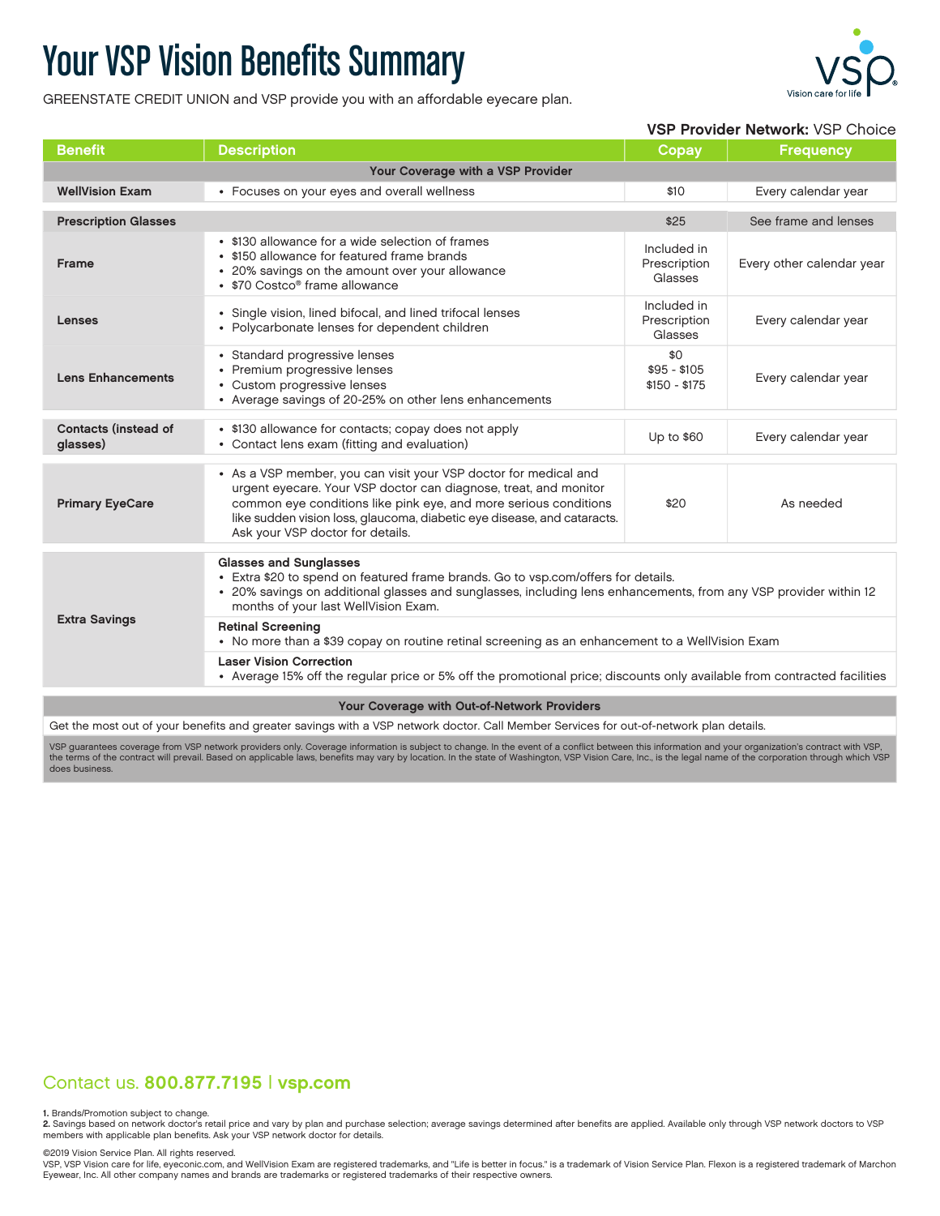# Your VSP Vision Benefits Summary

GREENSTATE CREDIT UNION and VSP provide you with an affordable eyecare plan.

**VSP Provider Network:** VSP Choice

| Benefit | Description | Copay | Frequency |
|---|---|---|---|
| **Your Coverage with a VSP Provider** | | | |
| **WellVision Exam** | • Focuses on your eyes and overall wellness | $10 | Every calendar year |
| **Prescription Glasses** | | $25 | See frame and lenses |
| **Frame** | • $130 allowance for a wide selection of frames<br>• $150 allowance for featured frame brands<br>• 20% savings on the amount over your allowance<br>• $70 Costco® frame allowance | Included in Prescription Glasses | Every other calendar year |
| **Lenses** | • Single vision, lined bifocal, and lined trifocal lenses<br>• Polycarbonate lenses for dependent children | Included in Prescription Glasses | Every calendar year |
| **Lens Enhancements** | • Standard progressive lenses<br>• Premium progressive lenses<br>• Custom progressive lenses<br>• Average savings of 20-25% on other lens enhancements | $0<br>$95 - $105<br>$150 - $175 | Every calendar year |
| **Contacts (instead of glasses)** | • $130 allowance for contacts; copay does not apply<br>• Contact lens exam (fitting and evaluation) | Up to $60 | Every calendar year |
| **Primary EyeCare** | • As a VSP member, you can visit your VSP doctor for medical and urgent eyecare. Your VSP doctor can diagnose, treat, and monitor common eye conditions like pink eye, and more serious conditions like sudden vision loss, glaucoma, diabetic eye disease, and cataracts. Ask your VSP doctor for details. | $20 | As needed |
| **Extra Savings** | **Glasses and Sunglasses**<br>• Extra $20 to spend on featured frame brands. Go to vsp.com/offers for details.<br>• 20% savings on additional glasses and sunglasses, including lens enhancements, from any VSP provider within 12 months of your last WellVision Exam.<br>**Retinal Screening**<br>• No more than a $39 copay on routine retinal screening as an enhancement to a WellVision Exam<br>**Laser Vision Correction**<br>• Average 15% off the regular price or 5% off the promotional price; discounts only available from contracted facilities | | |
| **Your Coverage with Out-of-Network Providers** | | | |
| Get the most out of your benefits and greater savings with a VSP network doctor. Call Member Services for out-of-network plan details. | | | |

VSP guarantees coverage from VSP network providers only. Coverage information is subject to change. In the event of a conflict between this information and your organization's contract with VSP, the terms of the contract will prevail. Based on applicable laws, benefits may vary by location. In the state of Washington, VSP Vision Care, Inc., is the legal name of the corporation through which VSP does business.

Contact us. **800.877.7195** | **vsp.com**

**1.** Brands/Promotion subject to change.
**2.** Savings based on network doctor's retail price and vary by plan and purchase selection; average savings determined after benefits are applied. Available only through VSP network doctors to VSP members with applicable plan benefits. Ask your VSP network doctor for details.

©2019 Vision Service Plan. All rights reserved.
VSP, VSP Vision care for life, eyeconic.com, and WellVision Exam are registered trademarks, and "Life is better in focus." is a trademark of Vision Service Plan. Flexon is a registered trademark of Marchon Eyewear, Inc. All other company names and brands are trademarks or registered trademarks of their respective owners.